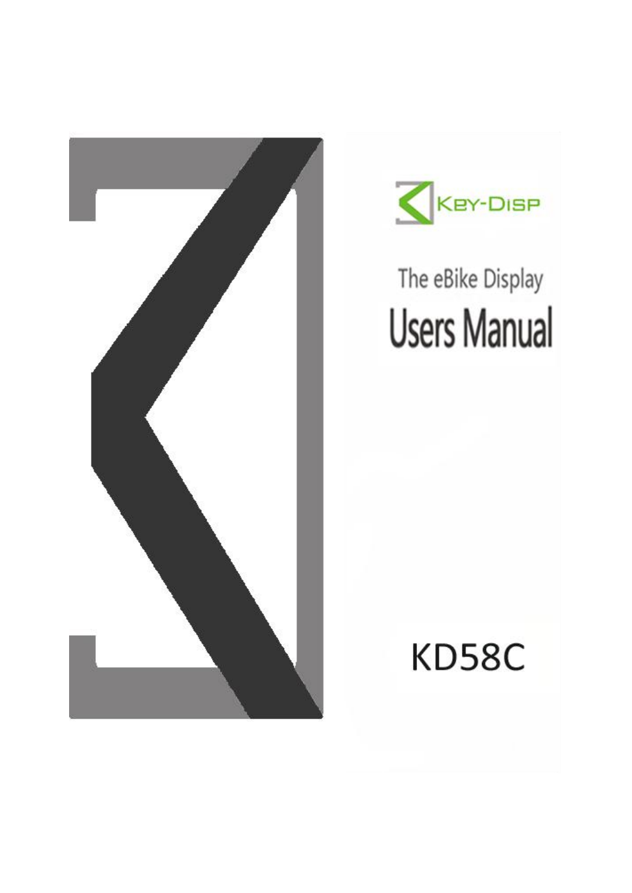KEY-DISP

The eBike Display

# Users Manual

KD58C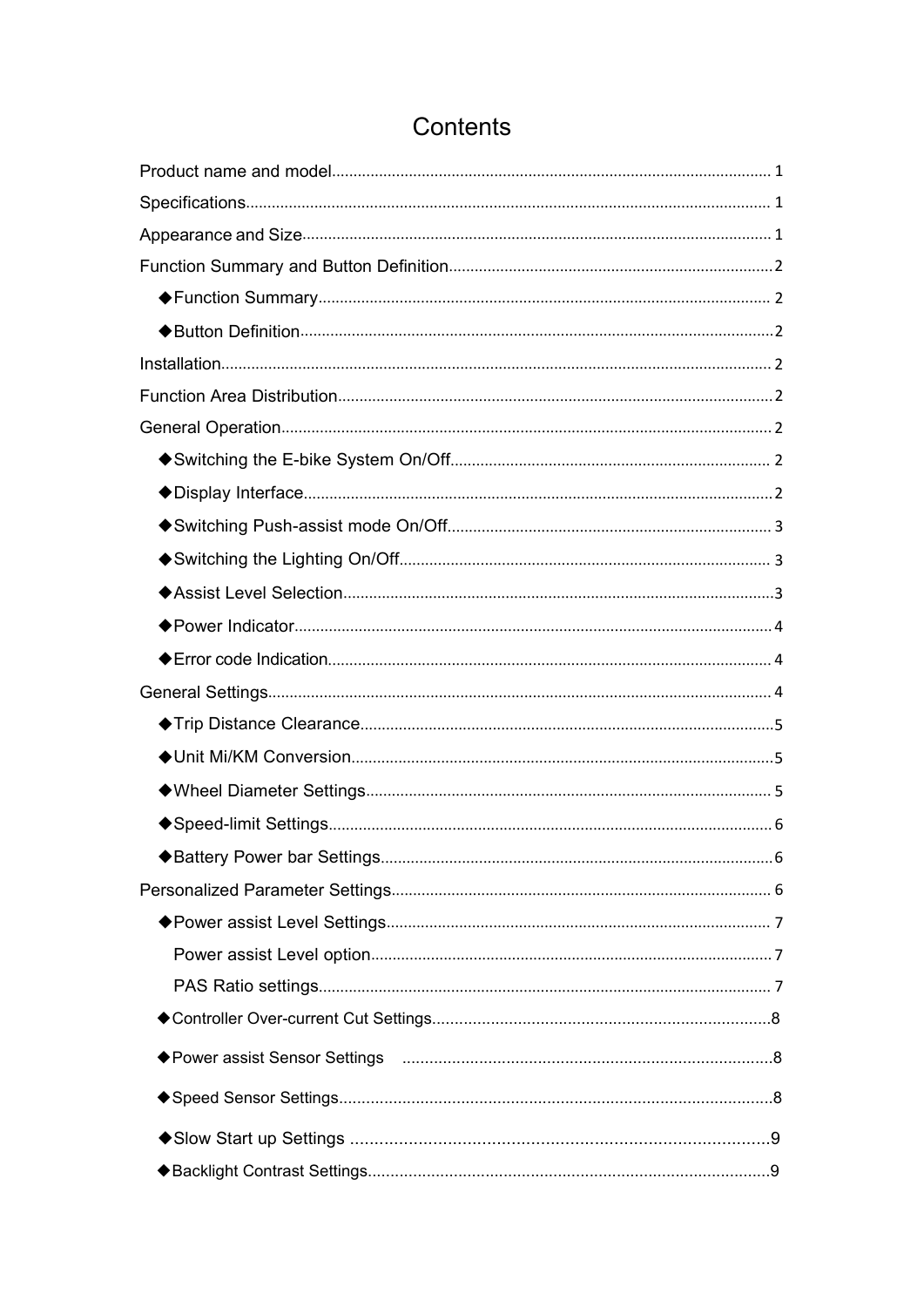# Contents

Product name and model........................................................................................................ 1

Specifications.......................................................................................................................... 1

Appearance and Size.............................................................................................................. 1

Function Summary and Button Definition.............................................................................. 2

◆Function Summary............................................................................................................ 2

◆Button Definition............................................................................................................... 2

Installation................................................................................................................................ 2

Function Area Distribution..................................................................................................... 2

General Operation................................................................................................................... 2

◆Switching the E-bike System On/Off................................................................................ 2

◆Display Interface................................................................................................................ 2

◆Switching Push-assist mode On/Off.................................................................................. 3

◆Switching the Lighting On/Off.......................................................................................... 3

◆Assist Level Selection........................................................................................................ 3

◆Power Indicator.................................................................................................................. 4

◆Error code Indication......................................................................................................... 4

General Settings...................................................................................................................... 4

◆Trip Distance Clearance.................................................................................................... 5

◆Unit Mi/KM Conversion................................................................................................... 5

◆Wheel Diameter Settings................................................................................................... 5

◆Speed-limit Settings........................................................................................................... 6

◆Battery Power bar Settings................................................................................................ 6

Personalized Parameter Settings............................................................................................ 6

◆Power assist Level Settings............................................................................................... 7

Power assist Level option.................................................................................................... 7

PAS Ratio settings................................................................................................................ 7

◆Controller Over-current Cut Settings................................................................................ 8

◆Power assist Sensor Settings ............................................................................................ 8

◆Speed Sensor Settings........................................................................................................ 8

◆Slow Start up Settings ...................................................................................................... 9

◆Backlight Contrast Settings............................................................................................... 9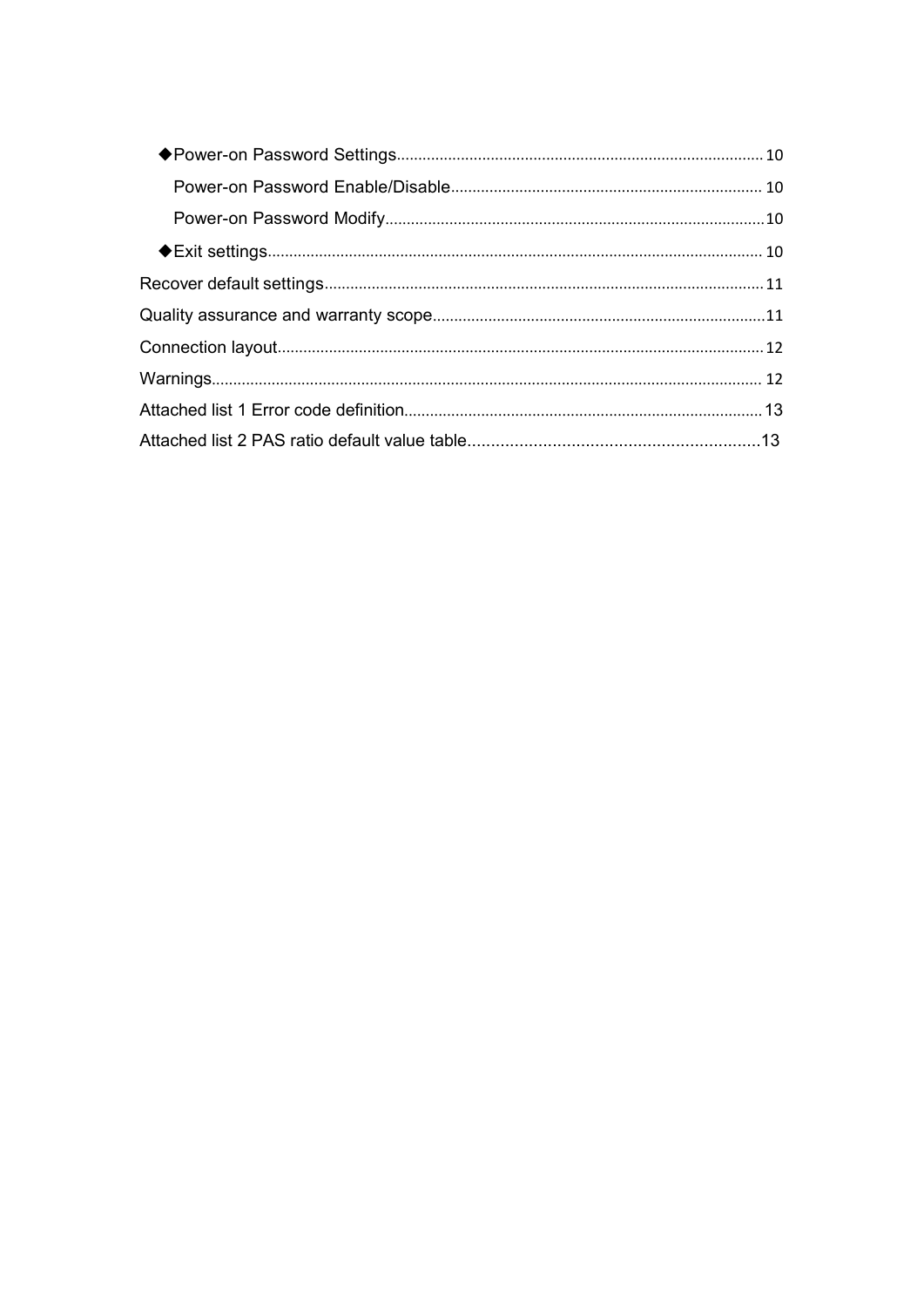◆Power-on Password Settings........................................................................................10

Power-on Password Enable/Disable.........................................................................10

Power-on Password Modify.........................................................................................10

◆Exit settings....................................................................................................................10

Recover default settings.......................................................................................................11

Quality assurance and warranty scope..............................................................................11

Connection layout..................................................................................................................12

Warnings.................................................................................................................................12

Attached list 1 Error code definition....................................................................................13

Attached list 2 PAS ratio default value table...............................................................13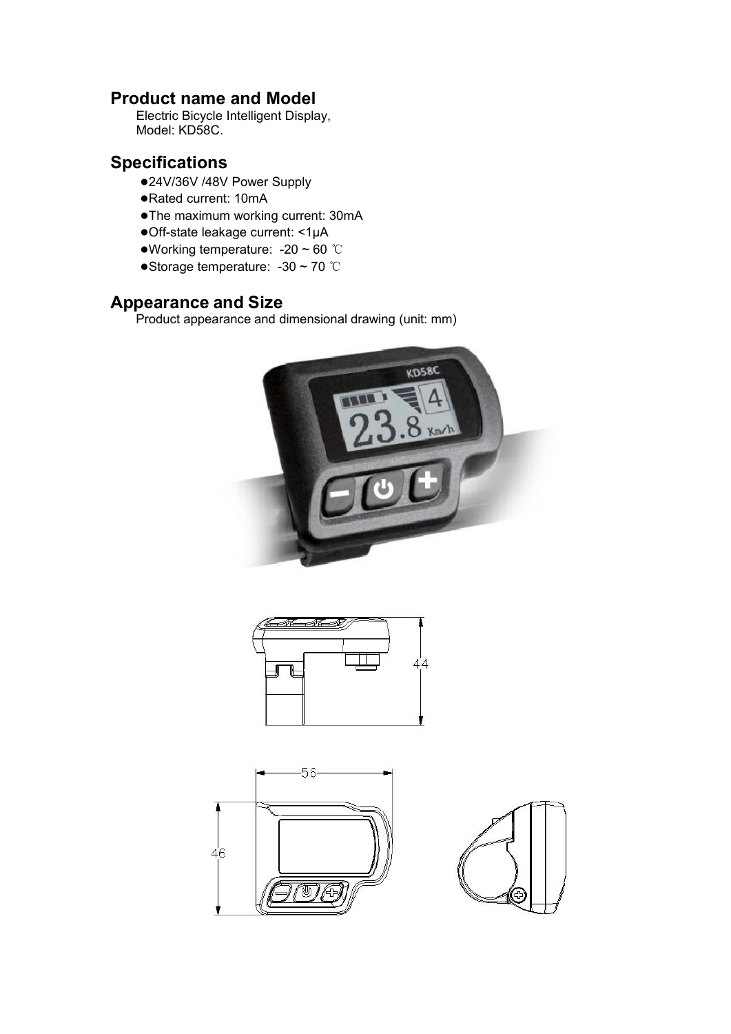## Product name and Model

Electric Bicycle Intelligent Display,
Model: KD58C.

## Specifications

- 24V/36V /48V Power Supply
- Rated current: 10mA
- The maximum working current: 30mA
- Off-state leakage current: <1μA
- Working temperature: -20 ~ 60 ℃
- Storage temperature: -30 ~ 70 ℃

## Appearance and Size

Product appearance and dimensional drawing (unit: mm)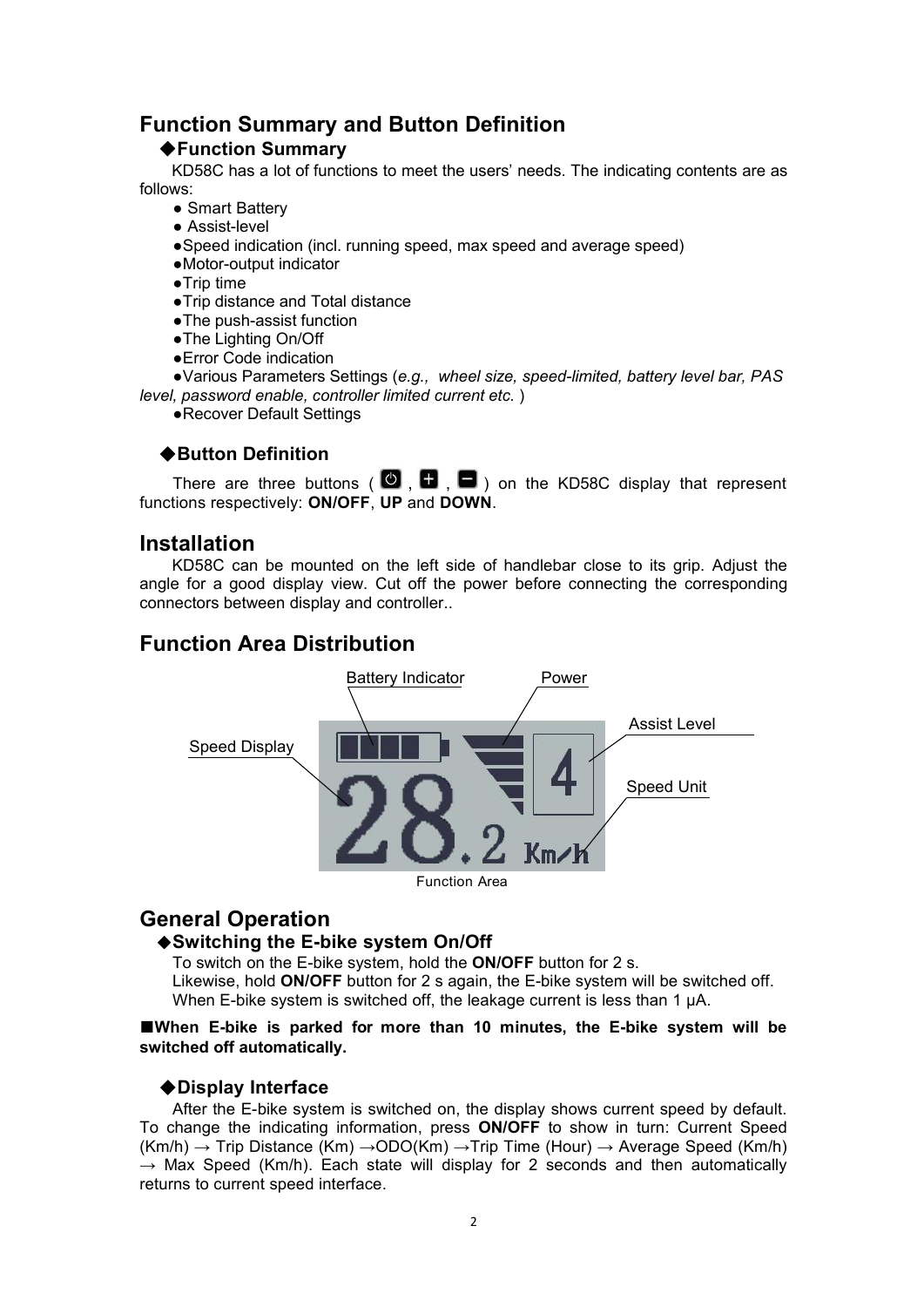## Function Summary and Button Definition

### ◆Function Summary

KD58C has a lot of functions to meet the users' needs. The indicating contents are as follows:

- Smart Battery
- Assist-level
- Speed indication (incl. running speed, max speed and average speed)
- Motor-output indicator
- Trip time
- Trip distance and Total distance
- The push-assist function
- The Lighting On/Off
- Error Code indication
- Various Parameters Settings (*e.g., wheel size, speed-limited, battery level bar, PAS level, password enable, controller limited current etc.* )
- Recover Default Settings

### ◆Button Definition

There are three buttons ( ⏻ , ⊞ , ⊟ ) on the KD58C display that represent functions respectively: **ON/OFF**, **UP** and **DOWN**.

## Installation

KD58C can be mounted on the left side of handlebar close to its grip. Adjust the angle for a good display view. Cut off the power before connecting the corresponding connectors between display and controller..

## Function Area Distribution

Battery Indicator Power Assist Level Speed Display Speed Unit

Function Area

## General Operation

### ◆Switching the E-bike system On/Off

To switch on the E-bike system, hold the **ON/OFF** button for 2 s.
Likewise, hold **ON/OFF** button for 2 s again, the E-bike system will be switched off.
When E-bike system is switched off, the leakage current is less than 1 μA.

■**When E-bike is parked for more than 10 minutes, the E-bike system will be switched off automatically.**

### ◆Display Interface

After the E-bike system is switched on, the display shows current speed by default. To change the indicating information, press **ON/OFF** to show in turn: Current Speed (Km/h) → Trip Distance (Km) →ODO(Km) →Trip Time (Hour) → Average Speed (Km/h) → Max Speed (Km/h). Each state will display for 2 seconds and then automatically returns to current speed interface.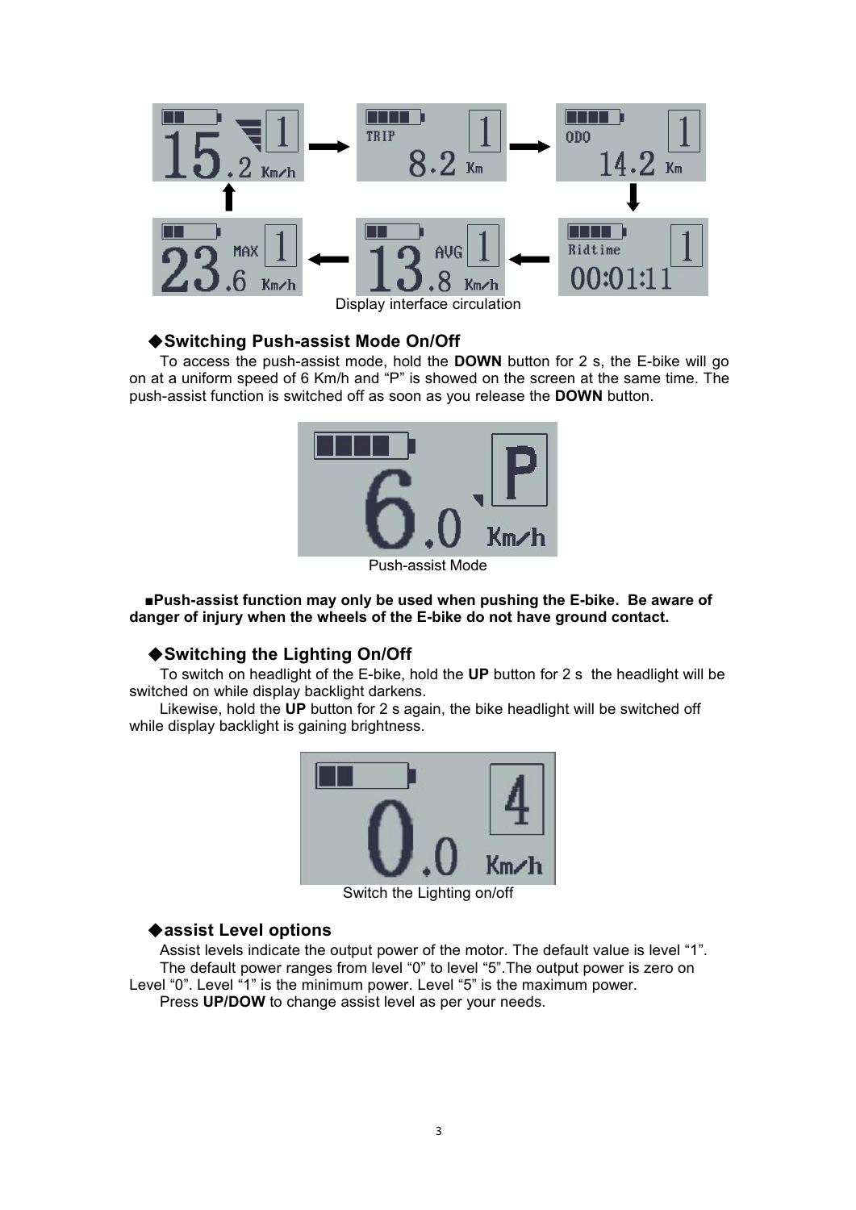Display interface circulation

### ◆Switching Push-assist Mode On/Off

To access the push-assist mode, hold the **DOWN** button for 2 s, the E-bike will go on at a uniform speed of 6 Km/h and "P" is showed on the screen at the same time. The push-assist function is switched off as soon as you release the **DOWN** button.

Push-assist Mode

■**Push-assist function may only be used when pushing the E-bike. Be aware of danger of injury when the wheels of the E-bike do not have ground contact.**

### ◆Switching the Lighting On/Off

To switch on headlight of the E-bike, hold the **UP** button for 2 s the headlight will be switched on while display backlight darkens.

Likewise, hold the **UP** button for 2 s again, the bike headlight will be switched off while display backlight is gaining brightness.

Switch the Lighting on/off

### ◆assist Level options

Assist levels indicate the output power of the motor. The default value is level "1".

The default power ranges from level "0" to level "5".The output power is zero on Level "0". Level "1" is the minimum power. Level "5" is the maximum power.

Press **UP/DOW** to change assist level as per your needs.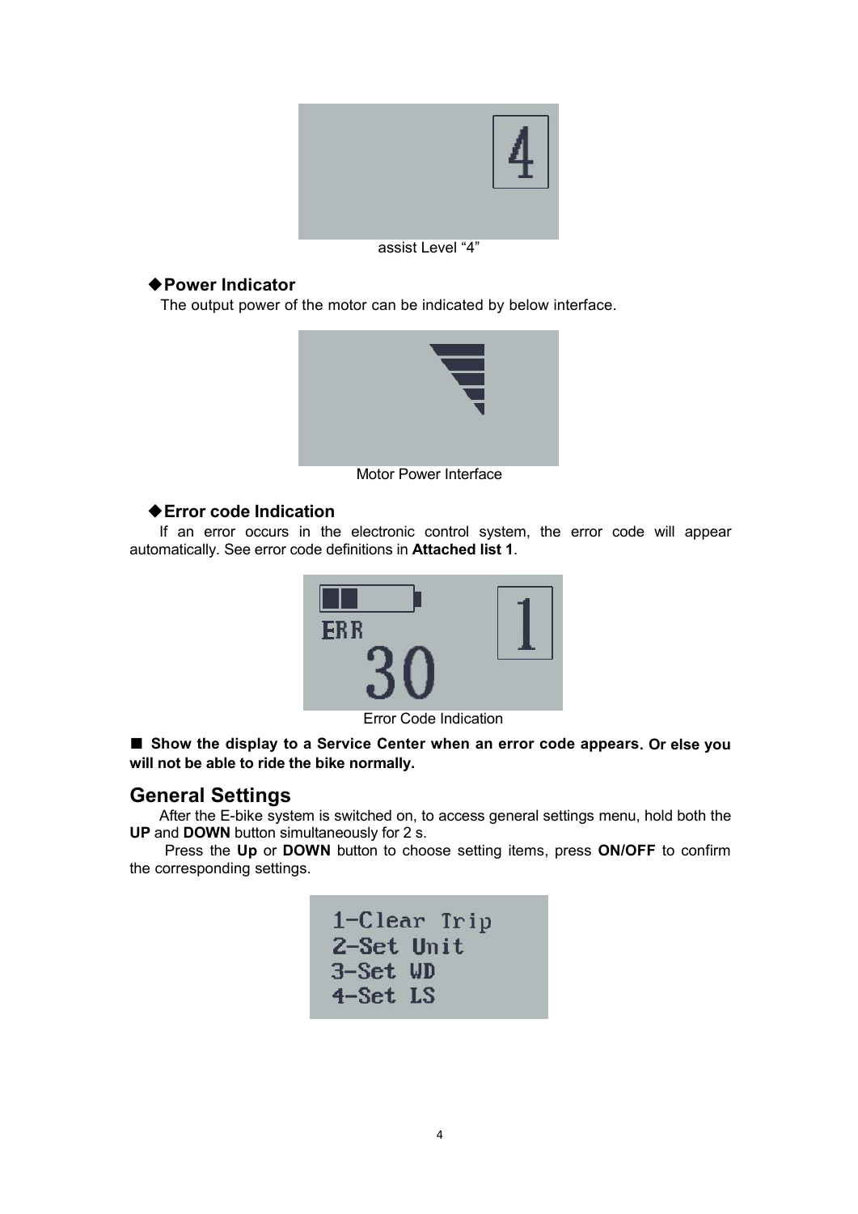assist Level "4"

### ◆Power Indicator

The output power of the motor can be indicated by below interface.

Motor Power Interface

### ◆Error code Indication

If an error occurs in the electronic control system, the error code will appear automatically. See error code definitions in **Attached list 1**.

Error Code Indication

■ **Show the display to a Service Center when an error code appears. Or else you will not be able to ride the bike normally.**

## General Settings

After the E-bike system is switched on, to access general settings menu, hold both the **UP** and **DOWN** button simultaneously for 2 s.

Press the **Up** or **DOWN** button to choose setting items, press **ON/OFF** to confirm the corresponding settings.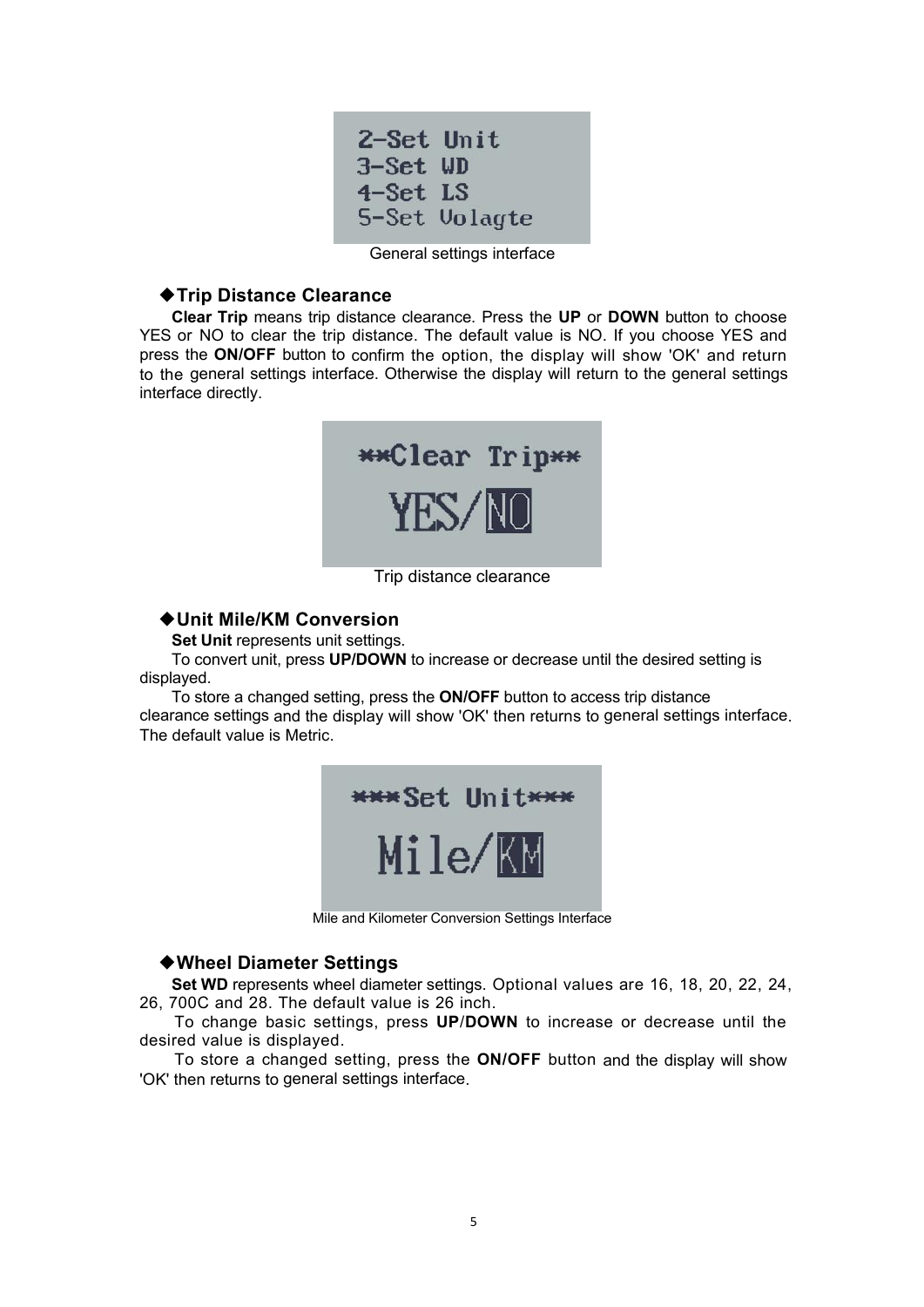2-Set Unit
3-Set WD
4-Set LS
5-Set Volagte

General settings interface

### ◆Trip Distance Clearance

**Clear Trip** means trip distance clearance. Press the **UP** or **DOWN** button to choose YES or NO to clear the trip distance. The default value is NO. If you choose YES and press the **ON/OFF** button to confirm the option, the display will show 'OK' and return to the general settings interface. Otherwise the display will return to the general settings interface directly.

**Clear Trip**

YES/NO

Trip distance clearance

### ◆Unit Mile/KM Conversion

**Set Unit** represents unit settings.

To convert unit, press **UP/DOWN** to increase or decrease until the desired setting is displayed.

To store a changed setting, press the **ON/OFF** button to access trip distance clearance settings and the display will show 'OK' then returns to general settings interface. The default value is Metric.

***Set Unit***

Mile/KM

Mile and Kilometer Conversion Settings Interface

### ◆Wheel Diameter Settings

**Set WD** represents wheel diameter settings. Optional values are 16, 18, 20, 22, 24, 26, 700C and 28. The default value is 26 inch.

To change basic settings, press **UP**/**DOWN** to increase or decrease until the desired value is displayed.

To store a changed setting, press the **ON/OFF** button and the display will show 'OK' then returns to general settings interface.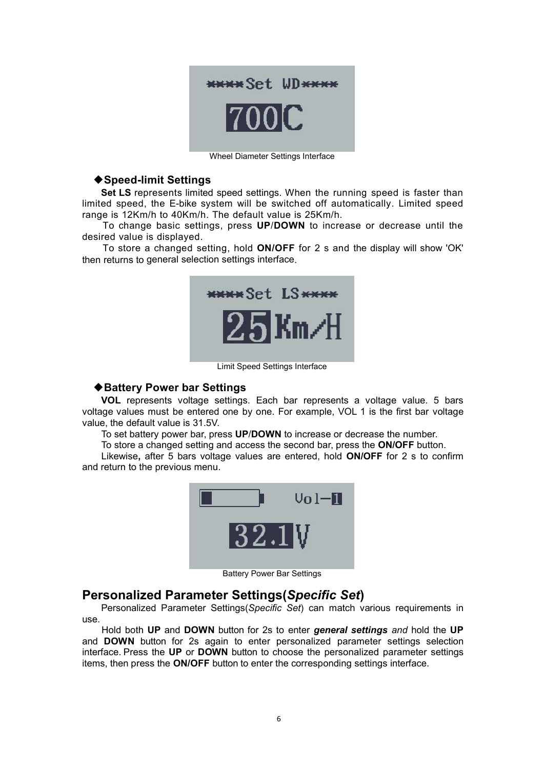Wheel Diameter Settings Interface

### ◆Speed-limit Settings

**Set LS** represents limited speed settings. When the running speed is faster than limited speed, the E-bike system will be switched off automatically. Limited speed range is 12Km/h to 40Km/h. The default value is 25Km/h.

To change basic settings, press **UP**/**DOWN** to increase or decrease until the desired value is displayed.

To store a changed setting, hold **ON/OFF** for 2 s and the display will show 'OK' then returns to general selection settings interface.

Limit Speed Settings Interface

### ◆Battery Power bar Settings

**VOL** represents voltage settings. Each bar represents a voltage value. 5 bars voltage values must be entered one by one. For example, VOL 1 is the first bar voltage value, the default value is 31.5V.

To set battery power bar, press **UP**/**DOWN** to increase or decrease the number.

To store a changed setting and access the second bar, press the **ON/OFF** button.

Likewise**,** after 5 bars voltage values are entered, hold **ON/OFF** for 2 s to confirm and return to the previous menu.

Battery Power Bar Settings

## Personalized Parameter Settings(*Specific Set*)

Personalized Parameter Settings(*Specific Set*) can match various requirements in use.

Hold both **UP** and **DOWN** button for 2s to enter ***general settings*** *and* hold the **UP** and **DOWN** button for 2s again to enter personalized parameter settings selection interface. Press the **UP** or **DOWN** button to choose the personalized parameter settings items, then press the **ON/OFF** button to enter the corresponding settings interface.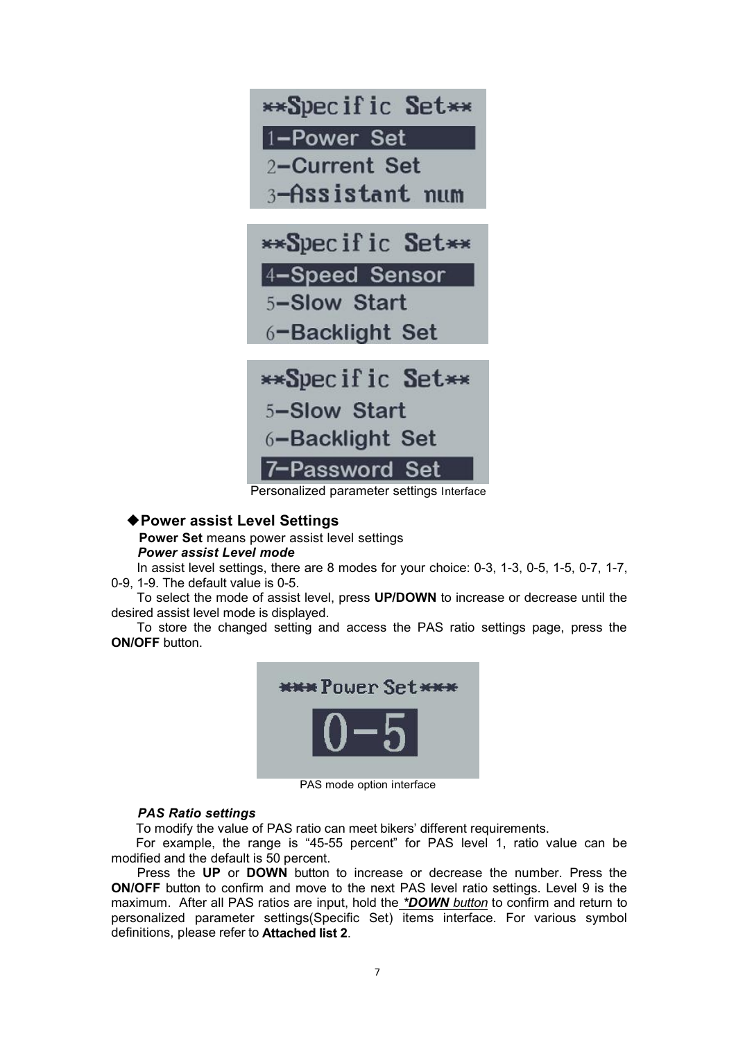**Specific Set**
1-Power Set
2-Current Set
3-Assistant num

**Specific Set**
4-Speed Sensor
5-Slow Start
6-Backlight Set

**Specific Set**
5-Slow Start
6-Backlight Set
7-Password Set

Personalized parameter settings Interface

### ◆Power assist Level Settings

**Power Set** means power assist level settings

***Power assist Level mode***

In assist level settings, there are 8 modes for your choice: 0-3, 1-3, 0-5, 1-5, 0-7, 1-7, 0-9, 1-9. The default value is 0-5.

To select the mode of assist level, press **UP/DOWN** to increase or decrease until the desired assist level mode is displayed.

To store the changed setting and access the PAS ratio settings page, press the **ON/OFF** button.

***Power Set***
0-5

PAS mode option interface

***PAS Ratio settings***

To modify the value of PAS ratio can meet bikers' different requirements.

For example, the range is "45-55 percent" for PAS level 1, ratio value can be modified and the default is 50 percent.

Press the **UP** or **DOWN** button to increase or decrease the number. Press the **ON/OFF** button to confirm and move to the next PAS level ratio settings. Level 9 is the maximum. After all PAS ratios are input, hold the ***\*DOWN** button* to confirm and return to personalized parameter settings(Specific Set) items interface. For various symbol definitions, please refer to **Attached list 2**.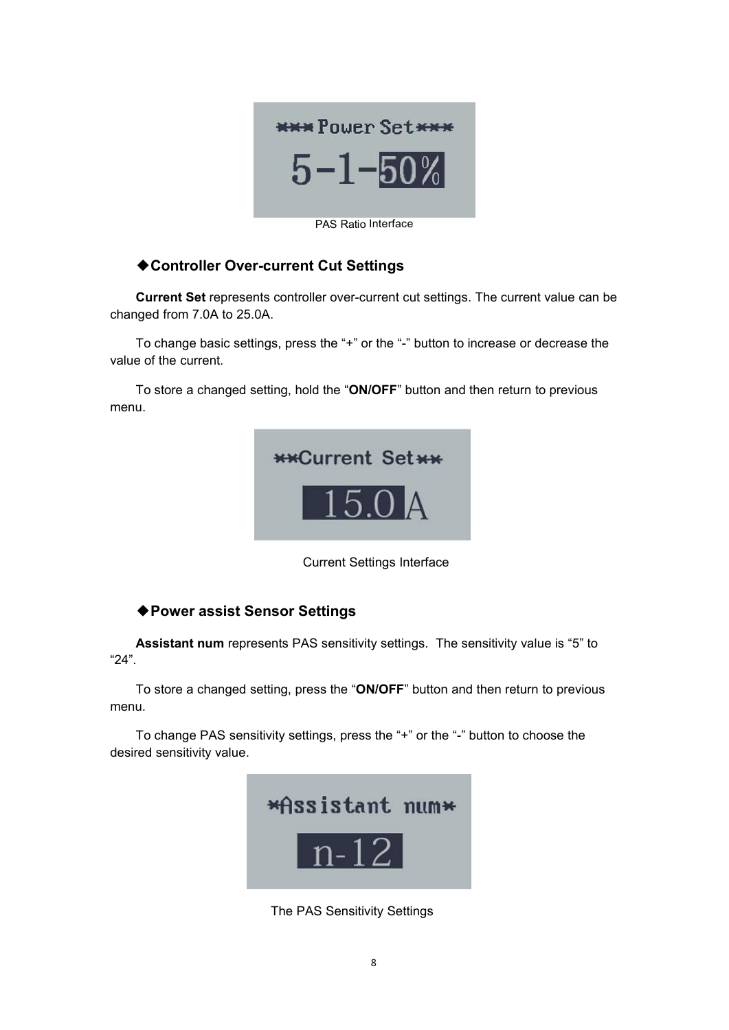PAS Ratio Interface

## ◆Controller Over-current Cut Settings

**Current Set** represents controller over-current cut settings. The current value can be changed from 7.0A to 25.0A.

To change basic settings, press the "+" or the "-" button to increase or decrease the value of the current.

To store a changed setting, hold the "**ON/OFF**" button and then return to previous menu.

Current Settings Interface

## ◆Power assist Sensor Settings

**Assistant num** represents PAS sensitivity settings. The sensitivity value is "5" to "24".

To store a changed setting, press the "**ON/OFF**" button and then return to previous menu.

To change PAS sensitivity settings, press the "+" or the "-" button to choose the desired sensitivity value.

The PAS Sensitivity Settings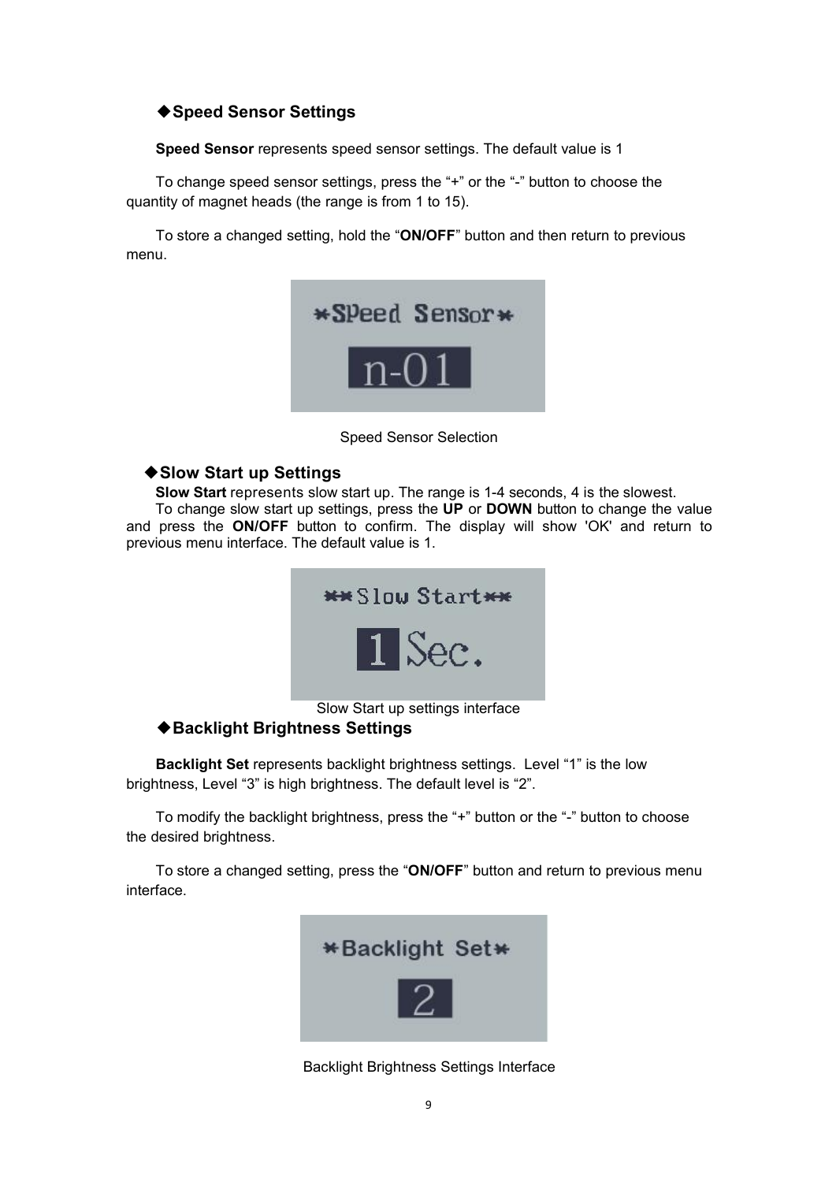## ◆Speed Sensor Settings

**Speed Sensor** represents speed sensor settings. The default value is 1

To change speed sensor settings, press the "+" or the "-" button to choose the quantity of magnet heads (the range is from 1 to 15).

To store a changed setting, hold the "**ON/OFF**" button and then return to previous menu.

Speed Sensor Selection

## ◆Slow Start up Settings

**Slow Start** represents slow start up. The range is 1-4 seconds, 4 is the slowest.
To change slow start up settings, press the **UP** or **DOWN** button to change the value and press the **ON/OFF** button to confirm. The display will show 'OK' and return to previous menu interface. The default value is 1.

Slow Start up settings interface

## ◆Backlight Brightness Settings

**Backlight Set** represents backlight brightness settings. Level "1" is the low brightness, Level "3" is high brightness. The default level is "2".

To modify the backlight brightness, press the "+" button or the "-" button to choose the desired brightness.

To store a changed setting, press the "**ON/OFF**" button and return to previous menu interface.

Backlight Brightness Settings Interface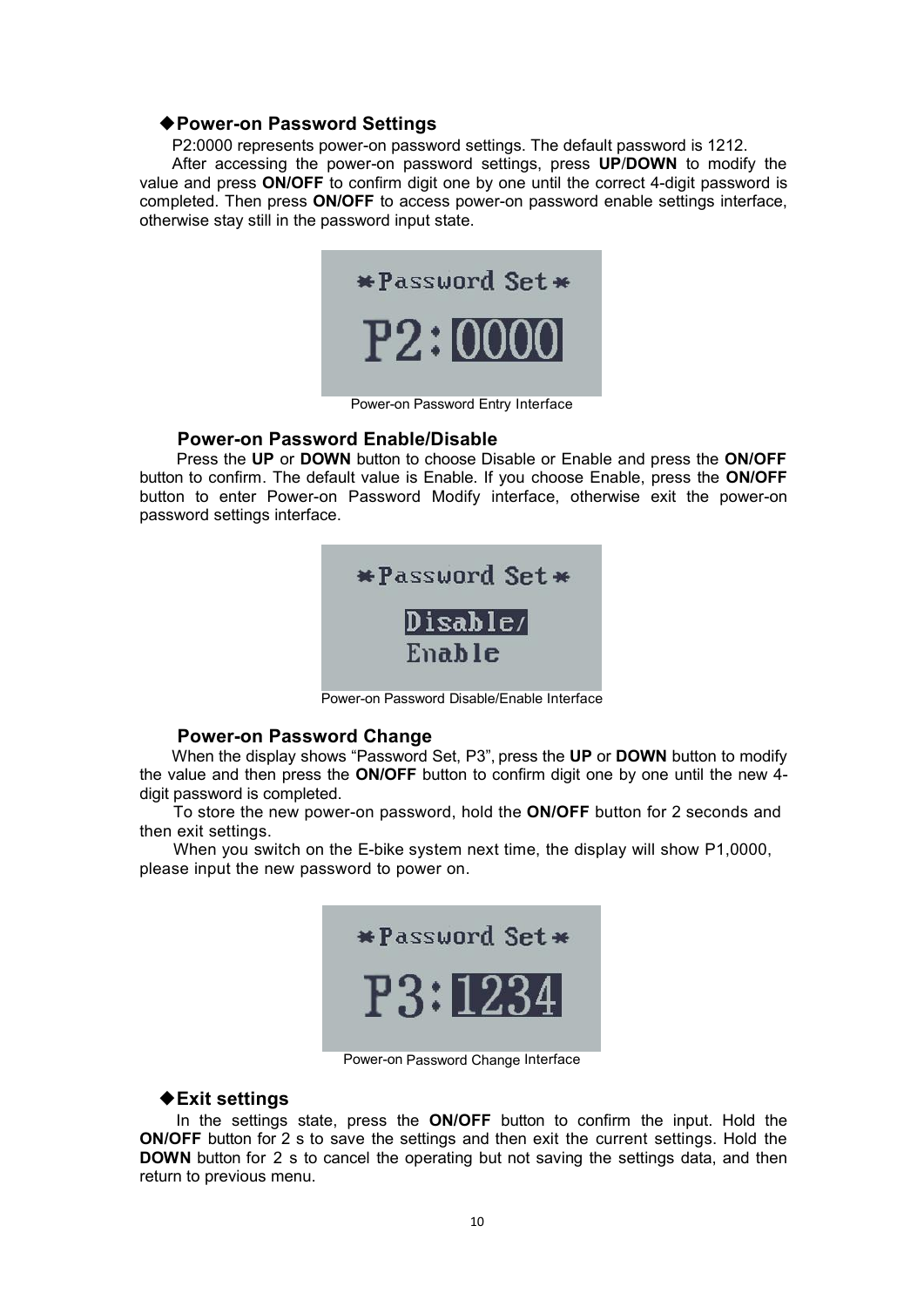### ◆Power-on Password Settings

P2:0000 represents power-on password settings. The default password is 1212.

After accessing the power-on password settings, press **UP**/**DOWN** to modify the value and press **ON/OFF** to confirm digit one by one until the correct 4-digit password is completed. Then press **ON/OFF** to access power-on password enable settings interface, otherwise stay still in the password input state.

*Password Set*

P2:0000

Power-on Password Entry Interface

### Power-on Password Enable/Disable

Press the **UP** or **DOWN** button to choose Disable or Enable and press the **ON/OFF** button to confirm. The default value is Enable. If you choose Enable, press the **ON/OFF** button to enter Power-on Password Modify interface, otherwise exit the power-on password settings interface.

*Password Set*

Disable/
Enable

Power-on Password Disable/Enable Interface

### Power-on Password Change

When the display shows "Password Set, P3", press the **UP** or **DOWN** button to modify the value and then press the **ON/OFF** button to confirm digit one by one until the new 4-digit password is completed.

To store the new power-on password, hold the **ON/OFF** button for 2 seconds and then exit settings.

When you switch on the E-bike system next time, the display will show P1,0000, please input the new password to power on.

*Password Set*

P3:1234

Power-on Password Change Interface

### ◆Exit settings

In the settings state, press the **ON/OFF** button to confirm the input. Hold the **ON/OFF** button for 2 s to save the settings and then exit the current settings. Hold the **DOWN** button for 2 s to cancel the operating but not saving the settings data, and then return to previous menu.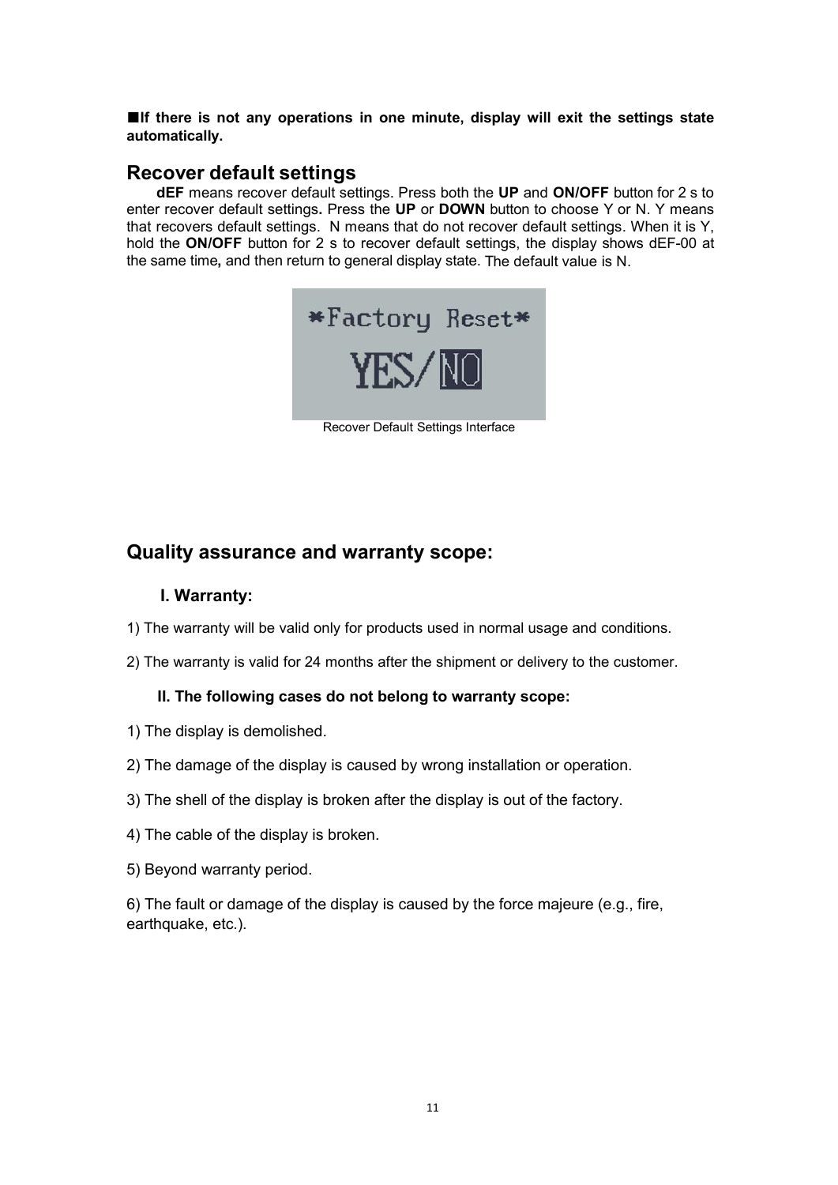■**If there is not any operations in one minute, display will exit the settings state automatically.**

## Recover default settings

**dEF** means recover default settings. Press both the **UP** and **ON/OFF** button for 2 s to enter recover default settings**.** Press the **UP** or **DOWN** button to choose Y or N. Y means that recovers default settings. N means that do not recover default settings. When it is Y, hold the **ON/OFF** button for 2 s to recover default settings, the display shows dEF-00 at the same time**,** and then return to general display state. The default value is N.

Recover Default Settings Interface

## Quality assurance and warranty scope:

### I. Warranty:

1) The warranty will be valid only for products used in normal usage and conditions.

2) The warranty is valid for 24 months after the shipment or delivery to the customer.

### II. The following cases do not belong to warranty scope:

1) The display is demolished.

2) The damage of the display is caused by wrong installation or operation.

3) The shell of the display is broken after the display is out of the factory.

4) The cable of the display is broken.

5) Beyond warranty period.

6) The fault or damage of the display is caused by the force majeure (e.g., fire, earthquake, etc.).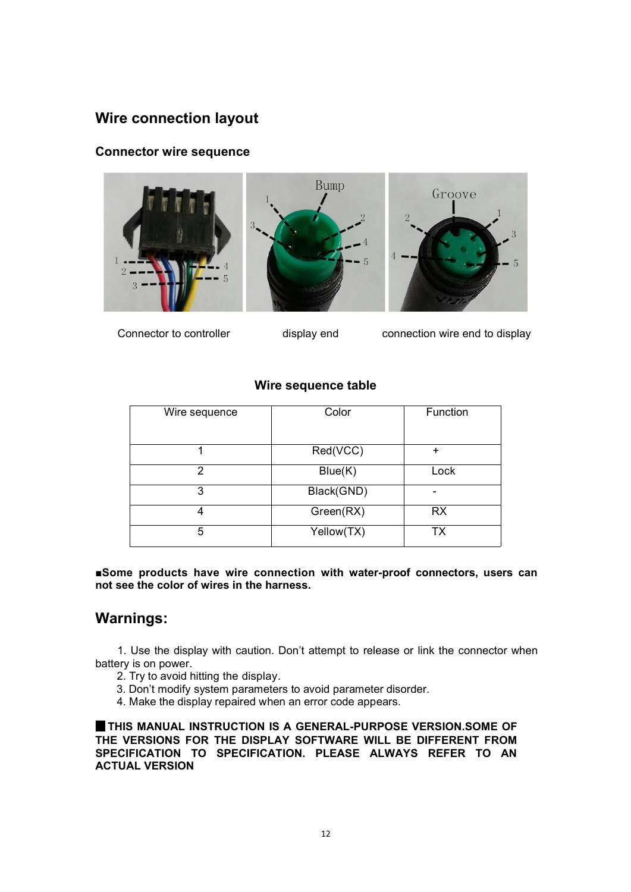## Wire connection layout

### Connector wire sequence

Connector to controller　　　display end　　　connection wire end to display

### Wire sequence table

| Wire sequence | Color | Function |
|---|---|---|
| 1 | Red(VCC) | + |
| 2 | Blue(K) | Lock |
| 3 | Black(GND) | - |
| 4 | Green(RX) | RX |
| 5 | Yellow(TX) | TX |

**■Some products have wire connection with water-proof connectors, users can not see the color of wires in the harness.**

## Warnings:

1. Use the display with caution. Don't attempt to release or link the connector when battery is on power.
2. Try to avoid hitting the display.
3. Don't modify system parameters to avoid parameter disorder.
4. Make the display repaired when an error code appears.

**█ THIS MANUAL INSTRUCTION IS A GENERAL-PURPOSE VERSION.SOME OF THE VERSIONS FOR THE DISPLAY SOFTWARE WILL BE DIFFERENT FROM SPECIFICATION TO SPECIFICATION. PLEASE ALWAYS REFER TO AN ACTUAL VERSION**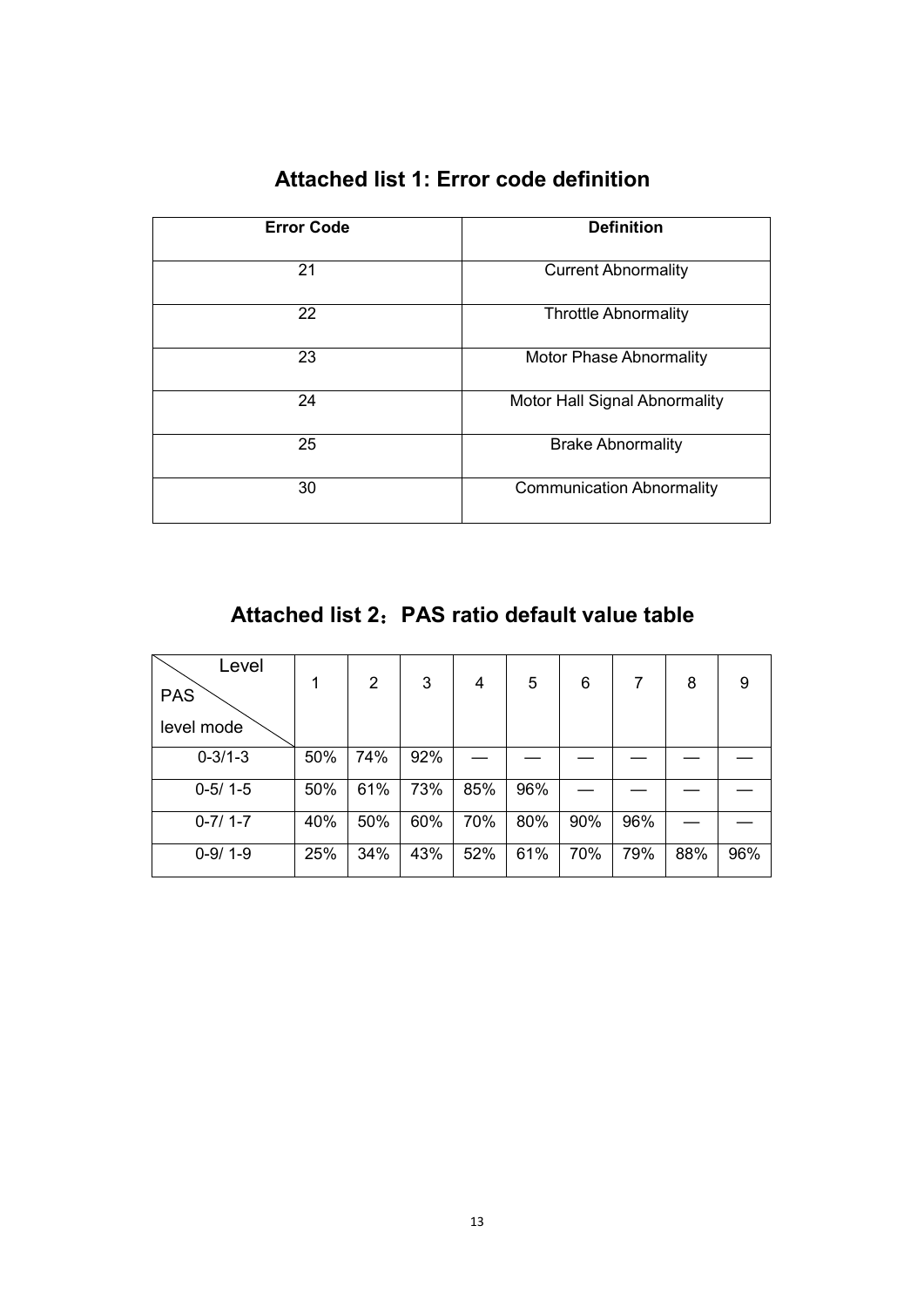## Attached list 1: Error code definition

| Error Code | Definition |
|---|---|
| 21 | Current Abnormality |
| 22 | Throttle Abnormality |
| 23 | Motor Phase Abnormality |
| 24 | Motor Hall Signal Abnormality |
| 25 | Brake Abnormality |
| 30 | Communication Abnormality |

## Attached list 2：PAS ratio default value table

| Level / PAS level mode | 1 | 2 | 3 | 4 | 5 | 6 | 7 | 8 | 9 |
|---|---|---|---|---|---|---|---|---|---|
| 0-3/1-3 | 50% | 74% | 92% | — | — | — | — | — | — |
| 0-5/ 1-5 | 50% | 61% | 73% | 85% | 96% | — | — | — | — |
| 0-7/ 1-7 | 40% | 50% | 60% | 70% | 80% | 90% | 96% | — | — |
| 0-9/ 1-9 | 25% | 34% | 43% | 52% | 61% | 70% | 79% | 88% | 96% |